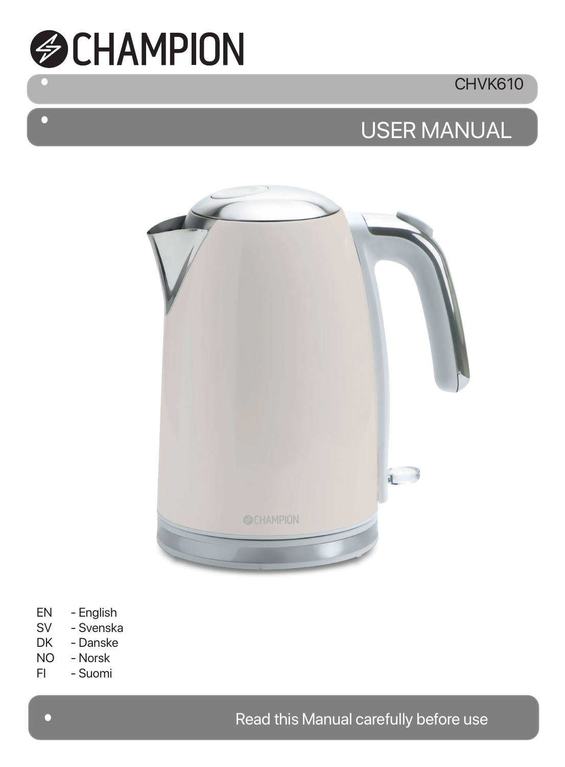# CHAMPION

CHVK610

## USER MANUAL

EN - English
SV - Svenska
DK - Danske
NO - Norsk
FI - Suomi

Read this Manual carefully before use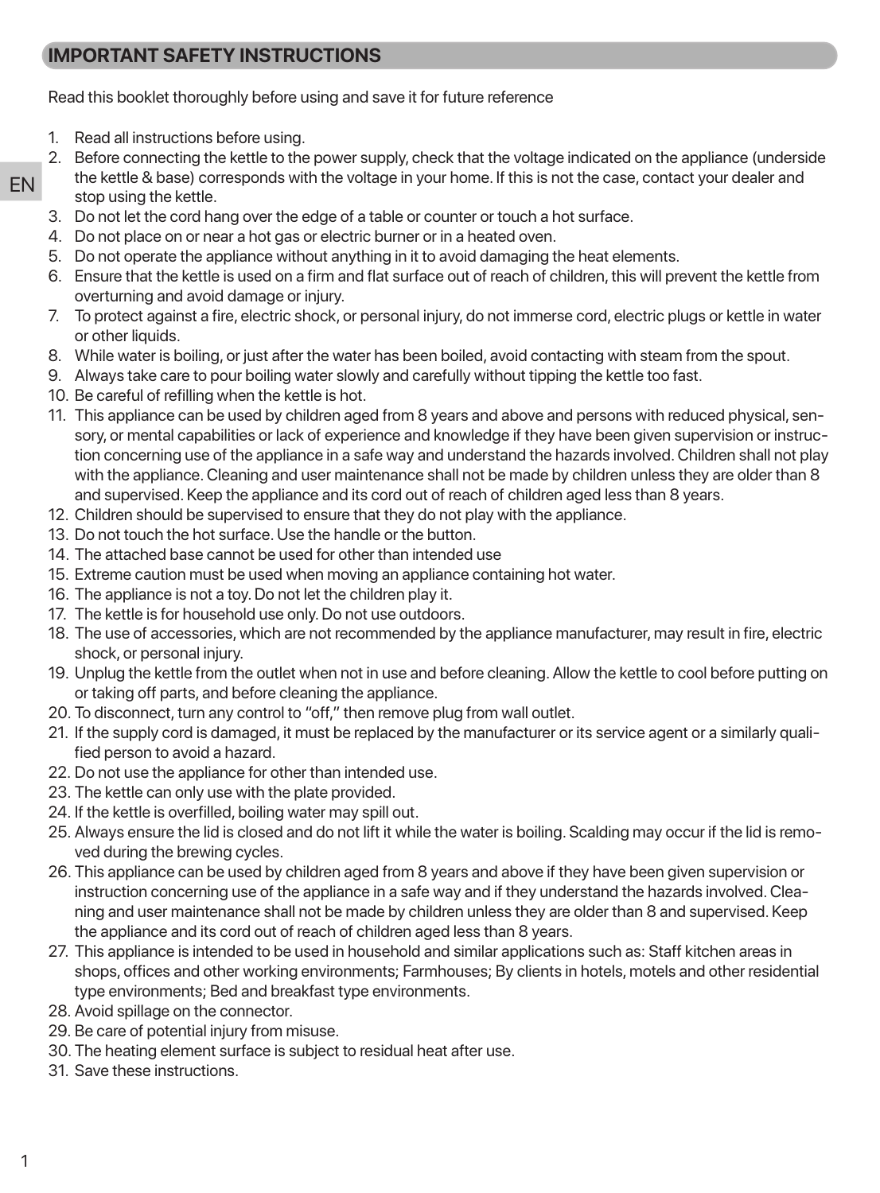## IMPORTANT SAFETY INSTRUCTIONS

Read this booklet thoroughly before using and save it for future reference

1. Read all instructions before using.
2. Before connecting the kettle to the power supply, check that the voltage indicated on the appliance (underside the kettle & base) corresponds with the voltage in your home. If this is not the case, contact your dealer and stop using the kettle.
3. Do not let the cord hang over the edge of a table or counter or touch a hot surface.
4. Do not place on or near a hot gas or electric burner or in a heated oven.
5. Do not operate the appliance without anything in it to avoid damaging the heat elements.
6. Ensure that the kettle is used on a firm and flat surface out of reach of children, this will prevent the kettle from overturning and avoid damage or injury.
7. To protect against a fire, electric shock, or personal injury, do not immerse cord, electric plugs or kettle in water or other liquids.
8. While water is boiling, or just after the water has been boiled, avoid contacting with steam from the spout.
9. Always take care to pour boiling water slowly and carefully without tipping the kettle too fast.
10. Be careful of refilling when the kettle is hot.
11. This appliance can be used by children aged from 8 years and above and persons with reduced physical, sensory, or mental capabilities or lack of experience and knowledge if they have been given supervision or instruction concerning use of the appliance in a safe way and understand the hazards involved. Children shall not play with the appliance. Cleaning and user maintenance shall not be made by children unless they are older than 8 and supervised. Keep the appliance and its cord out of reach of children aged less than 8 years.
12. Children should be supervised to ensure that they do not play with the appliance.
13. Do not touch the hot surface. Use the handle or the button.
14. The attached base cannot be used for other than intended use
15. Extreme caution must be used when moving an appliance containing hot water.
16. The appliance is not a toy. Do not let the children play it.
17. The kettle is for household use only. Do not use outdoors.
18. The use of accessories, which are not recommended by the appliance manufacturer, may result in fire, electric shock, or personal injury.
19. Unplug the kettle from the outlet when not in use and before cleaning. Allow the kettle to cool before putting on or taking off parts, and before cleaning the appliance.
20. To disconnect, turn any control to ''off,'' then remove plug from wall outlet.
21. If the supply cord is damaged, it must be replaced by the manufacturer or its service agent or a similarly qualified person to avoid a hazard.
22. Do not use the appliance for other than intended use.
23. The kettle can only use with the plate provided.
24. If the kettle is overfilled, boiling water may spill out.
25. Always ensure the lid is closed and do not lift it while the water is boiling. Scalding may occur if the lid is removed during the brewing cycles.
26. This appliance can be used by children aged from 8 years and above if they have been given supervision or instruction concerning use of the appliance in a safe way and if they understand the hazards involved. Cleaning and user maintenance shall not be made by children unless they are older than 8 and supervised. Keep the appliance and its cord out of reach of children aged less than 8 years.
27. This appliance is intended to be used in household and similar applications such as: Staff kitchen areas in shops, offices and other working environments; Farmhouses; By clients in hotels, motels and other residential type environments; Bed and breakfast type environments.
28. Avoid spillage on the connector.
29. Be care of potential injury from misuse.
30. The heating element surface is subject to residual heat after use.
31. Save these instructions.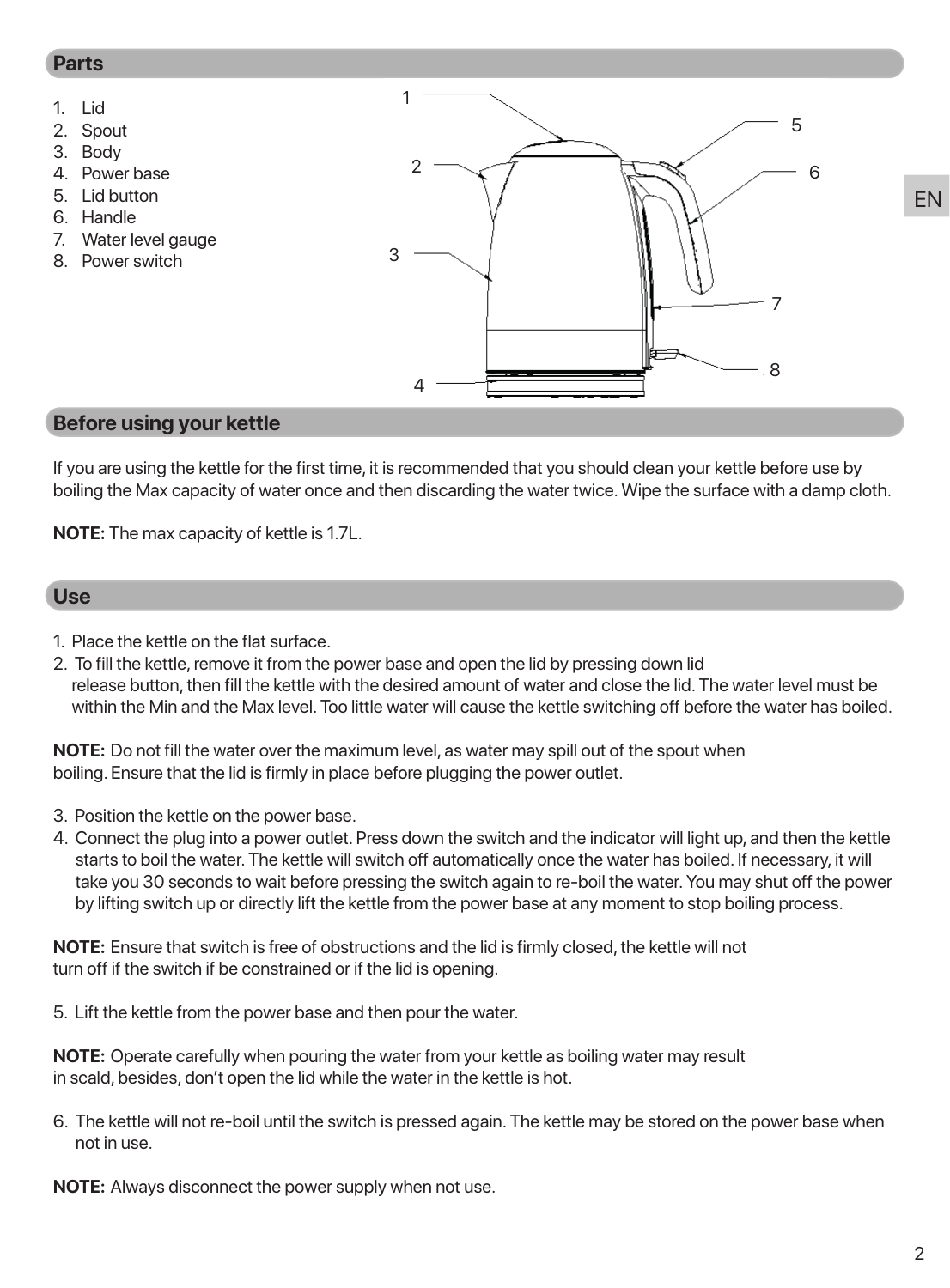## Parts

1. Lid
2. Spout
3. Body
4. Power base
5. Lid button
6. Handle
7. Water level gauge
8. Power switch

1
2
3
4
5
6
7
8

## Before using your kettle

If you are using the kettle for the first time, it is recommended that you should clean your kettle before use by boiling the Max capacity of water once and then discarding the water twice. Wipe the surface with a damp cloth.

**NOTE:** The max capacity of kettle is 1.7L.

## Use

1. Place the kettle on the flat surface.
2. To fill the kettle, remove it from the power base and open the lid by pressing down lid release button, then fill the kettle with the desired amount of water and close the lid. The water level must be within the Min and the Max level. Too little water will cause the kettle switching off before the water has boiled.

**NOTE:** Do not fill the water over the maximum level, as water may spill out of the spout when boiling. Ensure that the lid is firmly in place before plugging the power outlet.

3. Position the kettle on the power base.
4. Connect the plug into a power outlet. Press down the switch and the indicator will light up, and then the kettle starts to boil the water. The kettle will switch off automatically once the water has boiled. If necessary, it will take you 30 seconds to wait before pressing the switch again to re-boil the water. You may shut off the power by lifting switch up or directly lift the kettle from the power base at any moment to stop boiling process.

**NOTE:** Ensure that switch is free of obstructions and the lid is firmly closed, the kettle will not turn off if the switch if be constrained or if the lid is opening.

5. Lift the kettle from the power base and then pour the water.

**NOTE:** Operate carefully when pouring the water from your kettle as boiling water may result in scald, besides, don't open the lid while the water in the kettle is hot.

6. The kettle will not re-boil until the switch is pressed again. The kettle may be stored on the power base when not in use.

**NOTE:** Always disconnect the power supply when not use.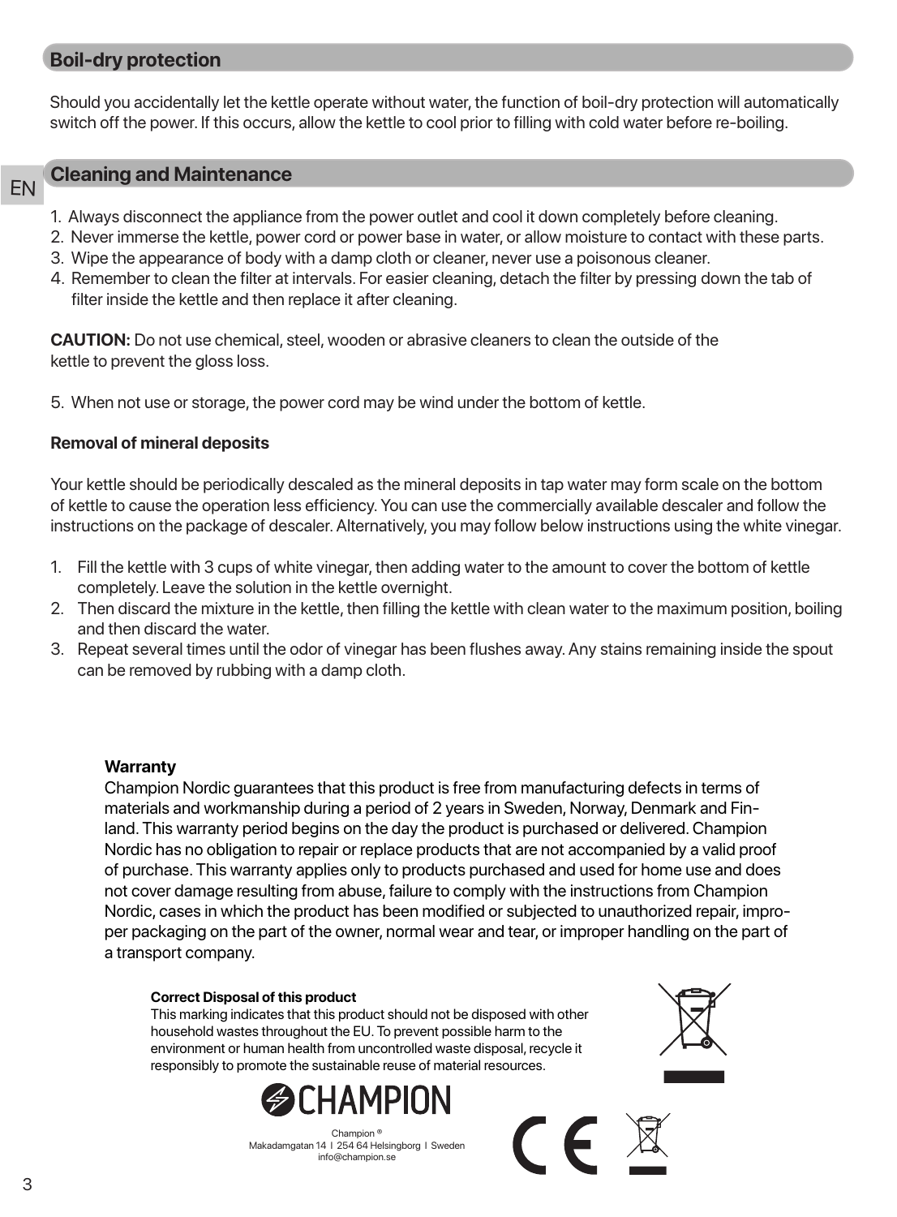## Boil-dry protection

Should you accidentally let the kettle operate without water, the function of boil-dry protection will automatically switch off the power. If this occurs, allow the kettle to cool prior to filling with cold water before re-boiling.

## Cleaning and Maintenance

1. Always disconnect the appliance from the power outlet and cool it down completely before cleaning.
2. Never immerse the kettle, power cord or power base in water, or allow moisture to contact with these parts.
3. Wipe the appearance of body with a damp cloth or cleaner, never use a poisonous cleaner.
4. Remember to clean the filter at intervals. For easier cleaning, detach the filter by pressing down the tab of filter inside the kettle and then replace it after cleaning.

**CAUTION:** Do not use chemical, steel, wooden or abrasive cleaners to clean the outside of the kettle to prevent the gloss loss.

5. When not use or storage, the power cord may be wind under the bottom of kettle.

**Removal of mineral deposits**

Your kettle should be periodically descaled as the mineral deposits in tap water may form scale on the bottom of kettle to cause the operation less efficiency. You can use the commercially available descaler and follow the instructions on the package of descaler. Alternatively, you may follow below instructions using the white vinegar.

1. Fill the kettle with 3 cups of white vinegar, then adding water to the amount to cover the bottom of kettle completely. Leave the solution in the kettle overnight.
2. Then discard the mixture in the kettle, then filling the kettle with clean water to the maximum position, boiling and then discard the water.
3. Repeat several times until the odor of vinegar has been flushes away. Any stains remaining inside the spout can be removed by rubbing with a damp cloth.

**Warranty**

Champion Nordic guarantees that this product is free from manufacturing defects in terms of materials and workmanship during a period of 2 years in Sweden, Norway, Denmark and Finland. This warranty period begins on the day the product is purchased or delivered. Champion Nordic has no obligation to repair or replace products that are not accompanied by a valid proof of purchase. This warranty applies only to products purchased and used for home use and does not cover damage resulting from abuse, failure to comply with the instructions from Champion Nordic, cases in which the product has been modified or subjected to unauthorized repair, improper packaging on the part of the owner, normal wear and tear, or improper handling on the part of a transport company.

**Correct Disposal of this product**

This marking indicates that this product should not be disposed with other household wastes throughout the EU. To prevent possible harm to the environment or human health from uncontrolled waste disposal, recycle it responsibly to promote the sustainable reuse of material resources.

CHAMPION

Champion ®
Makadamgatan 14 I 254 64 Helsingborg I Sweden
info@champion.se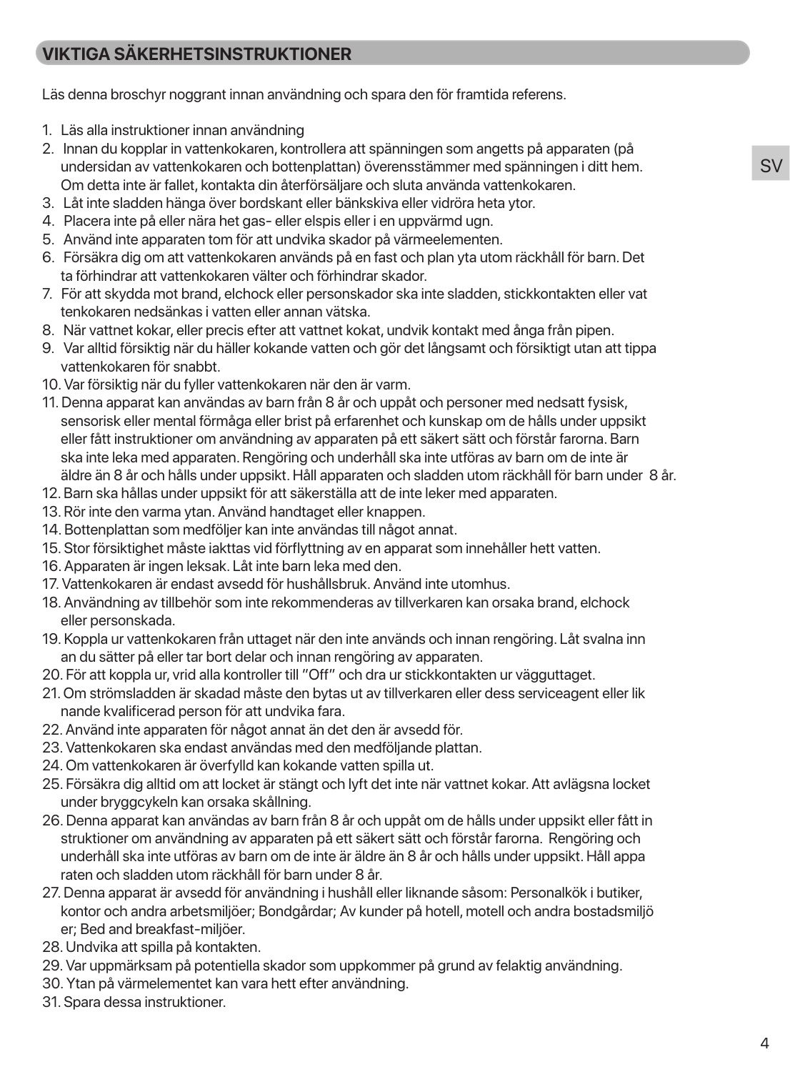## VIKTIGA SÄKERHETSINSTRUKTIONER

Läs denna broschyr noggrant innan användning och spara den för framtida referens.

1. Läs alla instruktioner innan användning
2. Innan du kopplar in vattenkokaren, kontrollera att spänningen som angetts på apparaten (på undersidan av vattenkokaren och bottenplattan) överensstämmer med spänningen i ditt hem. Om detta inte är fallet, kontakta din återförsäljare och sluta använda vattenkokaren.
3. Låt inte sladden hänga över bordskant eller bänkskiva eller vidröra heta ytor.
4. Placera inte på eller nära het gas- eller elspis eller i en uppvärmd ugn.
5. Använd inte apparaten tom för att undvika skador på värmeelementen.
6. Försäkra dig om att vattenkokaren används på en fast och plan yta utom räckhåll för barn. Det ta förhindrar att vattenkokaren välter och förhindrar skador.
7. För att skydda mot brand, elchock eller personskador ska inte sladden, stickkontakten eller vat tenkokaren nedsänkas i vatten eller annan vätska.
8. När vattnet kokar, eller precis efter att vattnet kokat, undvik kontakt med ånga från pipen.
9. Var alltid försiktig när du häller kokande vatten och gör det långsamt och försiktigt utan att tippa vattenkokaren för snabbt.
10. Var försiktig när du fyller vattenkokaren när den är varm.
11. Denna apparat kan användas av barn från 8 år och uppåt och personer med nedsatt fysisk, sensorisk eller mental förmåga eller brist på erfarenhet och kunskap om de hålls under uppsikt eller fått instruktioner om användning av apparaten på ett säkert sätt och förstår farorna. Barn ska inte leka med apparaten. Rengöring och underhåll ska inte utföras av barn om de inte är äldre än 8 år och hålls under uppsikt. Håll apparaten och sladden utom räckhåll för barn under 8 år.
12. Barn ska hållas under uppsikt för att säkerställa att de inte leker med apparaten.
13. Rör inte den varma ytan. Använd handtaget eller knappen.
14. Bottenplattan som medföljer kan inte användas till något annat.
15. Stor försiktighet måste iakttas vid förflyttning av en apparat som innehåller hett vatten.
16. Apparaten är ingen leksak. Låt inte barn leka med den.
17. Vattenkokaren är endast avsedd för hushållsbruk. Använd inte utomhus.
18. Användning av tillbehör som inte rekommenderas av tillverkaren kan orsaka brand, elchock eller personskada.
19. Koppla ur vattenkokaren från uttaget när den inte används och innan rengöring. Låt svalna inn an du sätter på eller tar bort delar och innan rengöring av apparaten.
20. För att koppla ur, vrid alla kontroller till "Off" och dra ur stickkontakten ur vägguttaget.
21. Om strömsladden är skadad måste den bytas ut av tillverkaren eller dess serviceagent eller lik nande kvalificerad person för att undvika fara.
22. Använd inte apparaten för något annat än det den är avsedd för.
23. Vattenkokaren ska endast användas med den medföljande plattan.
24. Om vattenkokaren är överfylld kan kokande vatten spilla ut.
25. Försäkra dig alltid om att locket är stängt och lyft det inte när vattnet kokar. Att avlägsna locket under bryggcykeln kan orsaka skållning.
26. Denna apparat kan användas av barn från 8 år och uppåt om de hålls under uppsikt eller fått in struktioner om användning av apparaten på ett säkert sätt och förstår farorna. Rengöring och underhåll ska inte utföras av barn om de inte är äldre än 8 år och hålls under uppsikt. Håll appa raten och sladden utom räckhåll för barn under 8 år.
27. Denna apparat är avsedd för användning i hushåll eller liknande såsom: Personalkök i butiker, kontor och andra arbetsmiljöer; Bondgårdar; Av kunder på hotell, motell och andra bostadsmiljö er; Bed and breakfast-miljöer.
28. Undvika att spilla på kontakten.
29. Var uppmärksam på potentiella skador som uppkommer på grund av felaktig användning.
30. Ytan på värmelementet kan vara hett efter användning.
31. Spara dessa instruktioner.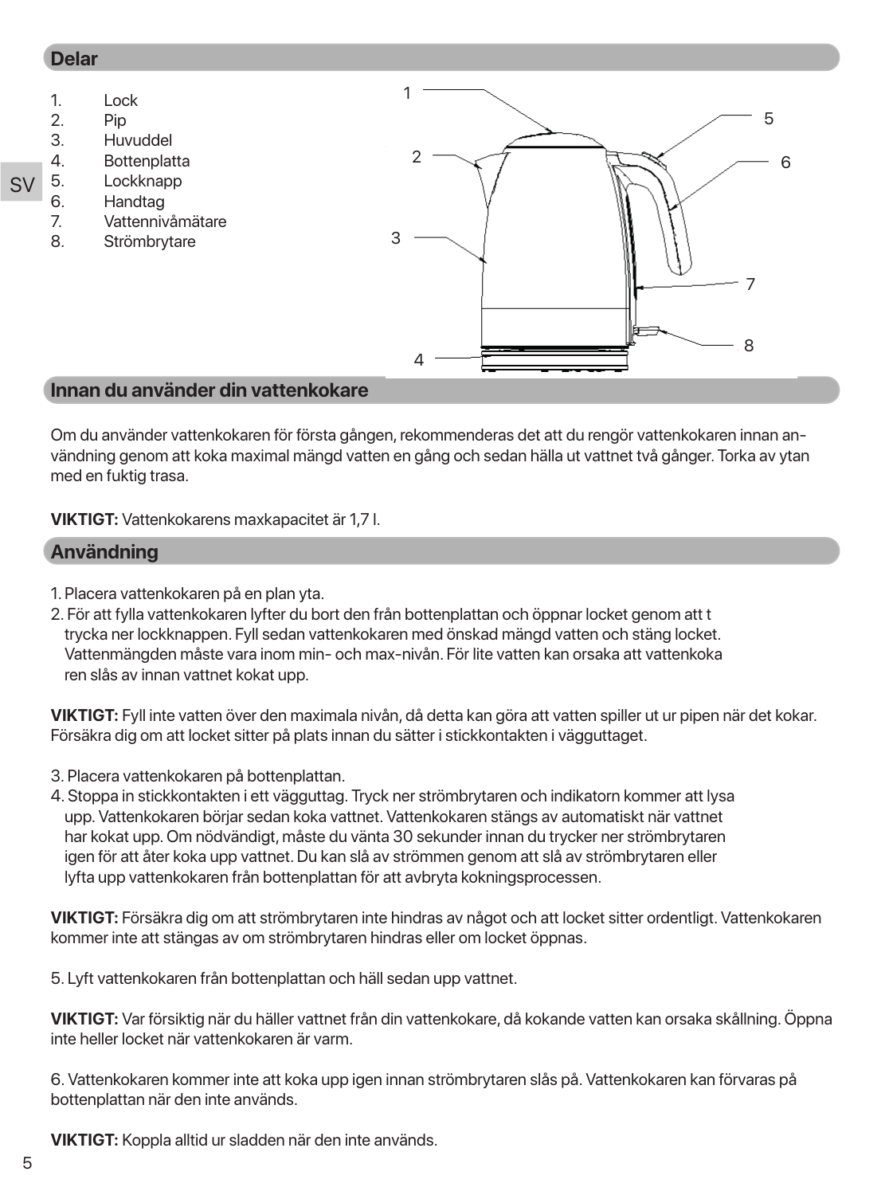## Delar

1. Lock
2. Pip
3. Huvuddel
4. Bottenplatta
5. Lockknapp
6. Handtag
7. Vattennivåmätare
8. Strömbrytare

1
2
3
4
5
6
7
8

## Innan du använder din vattenkokare

Om du använder vattenkokaren för första gången, rekommenderas det att du rengör vattenkokaren innan användning genom att koka maximal mängd vatten en gång och sedan hälla ut vattnet två gånger. Torka av ytan med en fuktig trasa.

**VIKTIGT:** Vattenkokarens maxkapacitet är 1,7 l.

## Användning

1. Placera vattenkokaren på en plan yta.
2. För att fylla vattenkokaren lyfter du bort den från bottenplattan och öppnar locket genom att t trycka ner lockknappen. Fyll sedan vattenkokaren med önskad mängd vatten och stäng locket. Vattenmängden måste vara inom min- och max-nivån. För lite vatten kan orsaka att vattenkoka ren slås av innan vattnet kokat upp.

**VIKTIGT:** Fyll inte vatten över den maximala nivån, då detta kan göra att vatten spiller ut ur pipen när det kokar. Försäkra dig om att locket sitter på plats innan du sätter i stickkontakten i vägguttaget.

3. Placera vattenkokaren på bottenplattan.
4. Stoppa in stickkontakten i ett vägguttag. Tryck ner strömbrytaren och indikatorn kommer att lysa upp. Vattenkokaren börjar sedan koka vattnet. Vattenkokaren stängs av automatiskt när vattnet har kokat upp. Om nödvändigt, måste du vänta 30 sekunder innan du trycker ner strömbrytaren igen för att åter koka upp vattnet. Du kan slå av strömmen genom att slå av strömbrytaren eller lyfta upp vattenkokaren från bottenplattan för att avbryta kokningsprocessen.

**VIKTIGT:** Försäkra dig om att strömbrytaren inte hindras av något och att locket sitter ordentligt. Vattenkokaren kommer inte att stängas av om strömbrytaren hindras eller om locket öppnas.

5. Lyft vattenkokaren från bottenplattan och häll sedan upp vattnet.

**VIKTIGT:** Var försiktig när du häller vattnet från din vattenkokare, då kokande vatten kan orsaka skållning. Öppna inte heller locket när vattenkokaren är varm.

6. Vattenkokaren kommer inte att koka upp igen innan strömbrytaren slås på. Vattenkokaren kan förvaras på bottenplattan när den inte används.

**VIKTIGT:** Koppla alltid ur sladden när den inte används.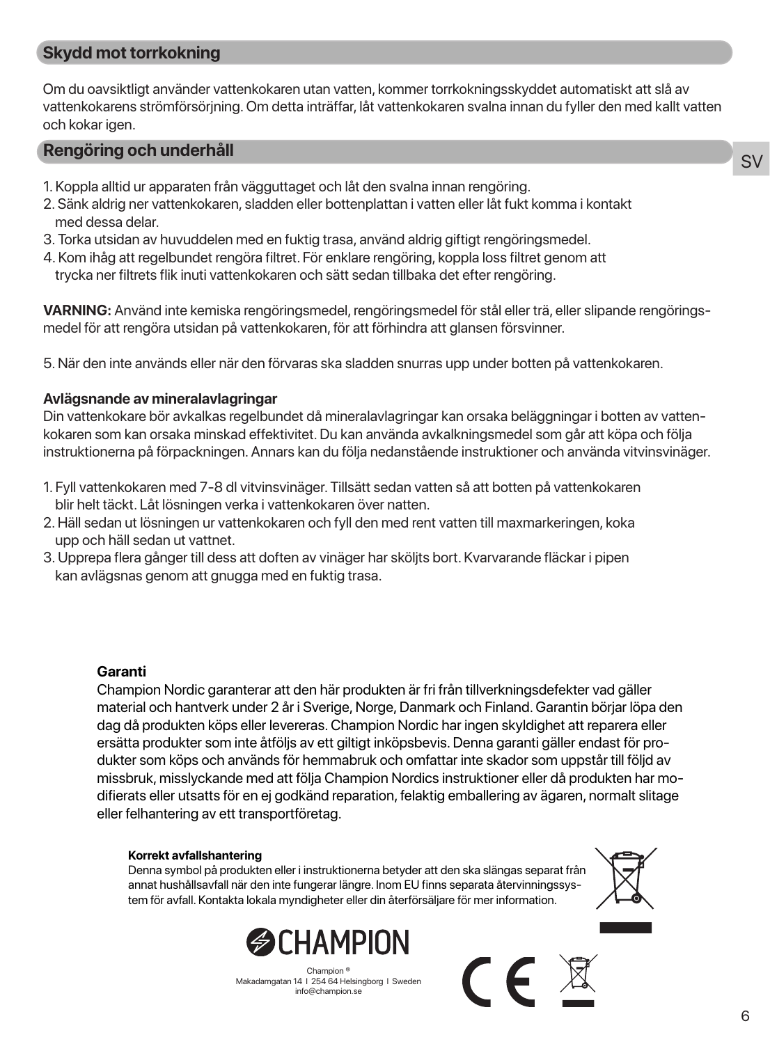## Skydd mot torrkokning

Om du oavsiktligt använder vattenkokaren utan vatten, kommer torrkokningsskyddet automatiskt att slå av vattenkokarens strömförsörjning. Om detta inträffar, låt vattenkokaren svalna innan du fyller den med kallt vatten och kokar igen.

## Rengöring och underhåll

1. Koppla alltid ur apparaten från vägguttaget och låt den svalna innan rengöring.
2. Sänk aldrig ner vattenkokaren, sladden eller bottenplattan i vatten eller låt fukt komma i kontakt med dessa delar.
3. Torka utsidan av huvuddelen med en fuktig trasa, använd aldrig giftigt rengöringsmedel.
4. Kom ihåg att regelbundet rengöra filtret. För enklare rengöring, koppla loss filtret genom att trycka ner filtrets flik inuti vattenkokaren och sätt sedan tillbaka det efter rengöring.

**VARNING:** Använd inte kemiska rengöringsmedel, rengöringsmedel för stål eller trä, eller slipande rengöringsmedel för att rengöra utsidan på vattenkokaren, för att förhindra att glansen försvinner.

5. När den inte används eller när den förvaras ska sladden snurras upp under botten på vattenkokaren.

### Avlägsnande av mineralavlagringar

Din vattenkokare bör avkalkas regelbundet då mineralavlagringar kan orsaka beläggningar i botten av vattenkokaren som kan orsaka minskad effektivitet. Du kan använda avkalkningsmedel som går att köpa och följa instruktionerna på förpackningen. Annars kan du följa nedanstående instruktioner och använda vitvinsvinäger.

1. Fyll vattenkokaren med 7-8 dl vitvinsvinäger. Tillsätt sedan vatten så att botten på vattenkokaren blir helt täckt. Låt lösningen verka i vattenkokaren över natten.
2. Häll sedan ut lösningen ur vattenkokaren och fyll den med rent vatten till maxmarkeringen, koka upp och häll sedan ut vattnet.
3. Upprepa flera gånger till dess att doften av vinäger har sköljts bort. Kvarvarande fläckar i pipen kan avlägsnas genom att gnugga med en fuktig trasa.

### Garanti

Champion Nordic garanterar att den här produkten är fri från tillverkningsdefekter vad gäller material och hantverk under 2 år i Sverige, Norge, Danmark och Finland. Garantin börjar löpa den dag då produkten köps eller levereras. Champion Nordic har ingen skyldighet att reparera eller ersätta produkter som inte åtföljs av ett giltigt inköpsbevis. Denna garanti gäller endast för produkter som köps och används för hemmabruk och omfattar inte skador som uppstår till följd av missbruk, misslyckande med att följa Champion Nordics instruktioner eller då produkten har modifierats eller utsatts för en ej godkänd reparation, felaktig emballering av ägaren, normalt slitage eller felhantering av ett transportföretag.

**Korrekt avfallshantering**

Denna symbol på produkten eller i instruktionerna betyder att den ska slängas separat från annat hushållsavfall när den inte fungerar längre. Inom EU finns separata återvinningssystem för avfall. Kontakta lokala myndigheter eller din återförsäljare för mer information.

CHAMPION

Champion ®
Makadamgatan 14 | 254 64 Helsingborg | Sweden
info@champion.se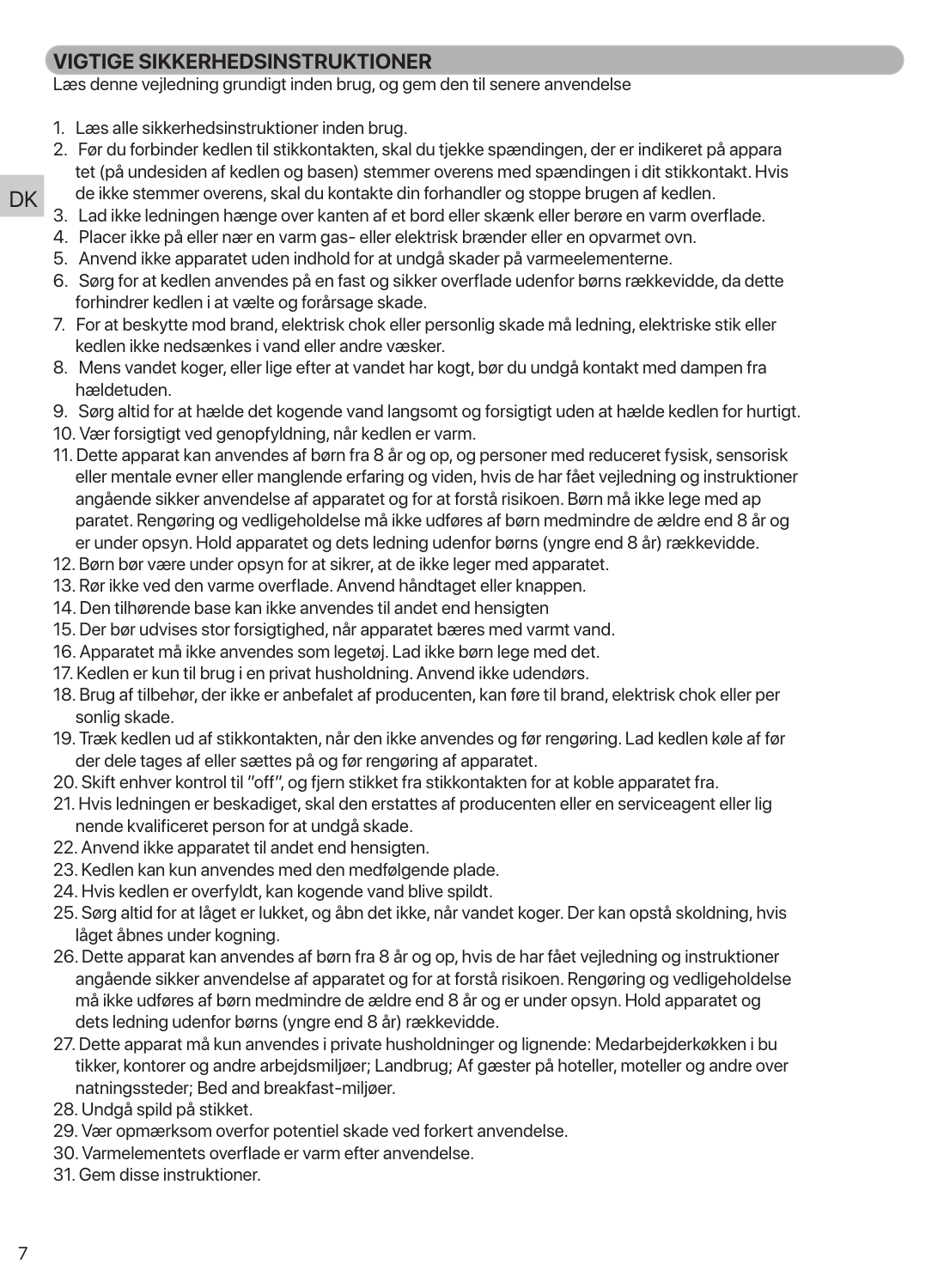## VIGTIGE SIKKERHEDSINSTRUKTIONER

Læs denne vejledning grundigt inden brug, og gem den til senere anvendelse

1. Læs alle sikkerhedsinstruktioner inden brug.
2. Før du forbinder kedlen til stikkontakten, skal du tjekke spændingen, der er indikeret på apparatet (på undesiden af kedlen og basen) stemmer overens med spændingen i dit stikkontakt. Hvis de ikke stemmer overens, skal du kontakte din forhandler og stoppe brugen af kedlen.
3. Lad ikke ledningen hænge over kanten af et bord eller skænk eller berøre en varm overflade.
4. Placer ikke på eller nær en varm gas- eller elektrisk brænder eller en opvarmet ovn.
5. Anvend ikke apparatet uden indhold for at undgå skader på varmeelementerne.
6. Sørg for at kedlen anvendes på en fast og sikker overflade udenfor børns rækkevidde, da dette forhindrer kedlen i at vælte og forårsage skade.
7. For at beskytte mod brand, elektrisk chok eller personlig skade må ledning, elektriske stik eller kedlen ikke nedsænkes i vand eller andre væsker.
8. Mens vandet koger, eller lige efter at vandet har kogt, bør du undgå kontakt med dampen fra hældetuden.
9. Sørg altid for at hælde det kogende vand langsomt og forsigtigt uden at hælde kedlen for hurtigt.
10. Vær forsigtigt ved genopfyldning, når kedlen er varm.
11. Dette apparat kan anvendes af børn fra 8 år og op, og personer med reduceret fysisk, sensorisk eller mentale evner eller manglende erfaring og viden, hvis de har fået vejledning og instruktioner angående sikker anvendelse af apparatet og for at forstå risikoen. Børn må ikke lege med apparatet. Rengøring og vedligeholdelse må ikke udføres af børn medmindre de ældre end 8 år og er under opsyn. Hold apparatet og dets ledning udenfor børns (yngre end 8 år) rækkevidde.
12. Børn bør være under opsyn for at sikrer, at de ikke leger med apparatet.
13. Rør ikke ved den varme overflade. Anvend håndtaget eller knappen.
14. Den tilhørende base kan ikke anvendes til andet end hensigten
15. Der bør udvises stor forsigtighed, når apparatet bæres med varmt vand.
16. Apparatet må ikke anvendes som legetøj. Lad ikke børn lege med det.
17. Kedlen er kun til brug i en privat husholdning. Anvend ikke udendørs.
18. Brug af tilbehør, der ikke er anbefalet af producenten, kan føre til brand, elektrisk chok eller personlig skade.
19. Træk kedlen ud af stikkontakten, når den ikke anvendes og før rengøring. Lad kedlen køle af før der dele tages af eller sættes på og før rengøring af apparatet.
20. Skift enhver kontrol til "off", og fjern stikket fra stikkontakten for at koble apparatet fra.
21. Hvis ledningen er beskadiget, skal den erstattes af producenten eller en serviceagent eller lignende kvalificeret person for at undgå skade.
22. Anvend ikke apparatet til andet end hensigten.
23. Kedlen kan kun anvendes med den medfølgende plade.
24. Hvis kedlen er overfyldt, kan kogende vand blive spildt.
25. Sørg altid for at låget er lukket, og åbn det ikke, når vandet koger. Der kan opstå skoldning, hvis låget åbnes under kogning.
26. Dette apparat kan anvendes af børn fra 8 år og op, hvis de har fået vejledning og instruktioner angående sikker anvendelse af apparatet og for at forstå risikoen. Rengøring og vedligeholdelse må ikke udføres af børn medmindre de ældre end 8 år og er under opsyn. Hold apparatet og dets ledning udenfor børns (yngre end 8 år) rækkevidde.
27. Dette apparat må kun anvendes i private husholdninger og lignende: Medarbejderkøkken i butikker, kontorer og andre arbejdsmiljøer; Landbrug; Af gæster på hoteller, moteller og andre overnatningssteder; Bed and breakfast-miljøer.
28. Undgå spild på stikket.
29. Vær opmærksom overfor potentiel skade ved forkert anvendelse.
30. Varmelementets overflade er varm efter anvendelse.
31. Gem disse instruktioner.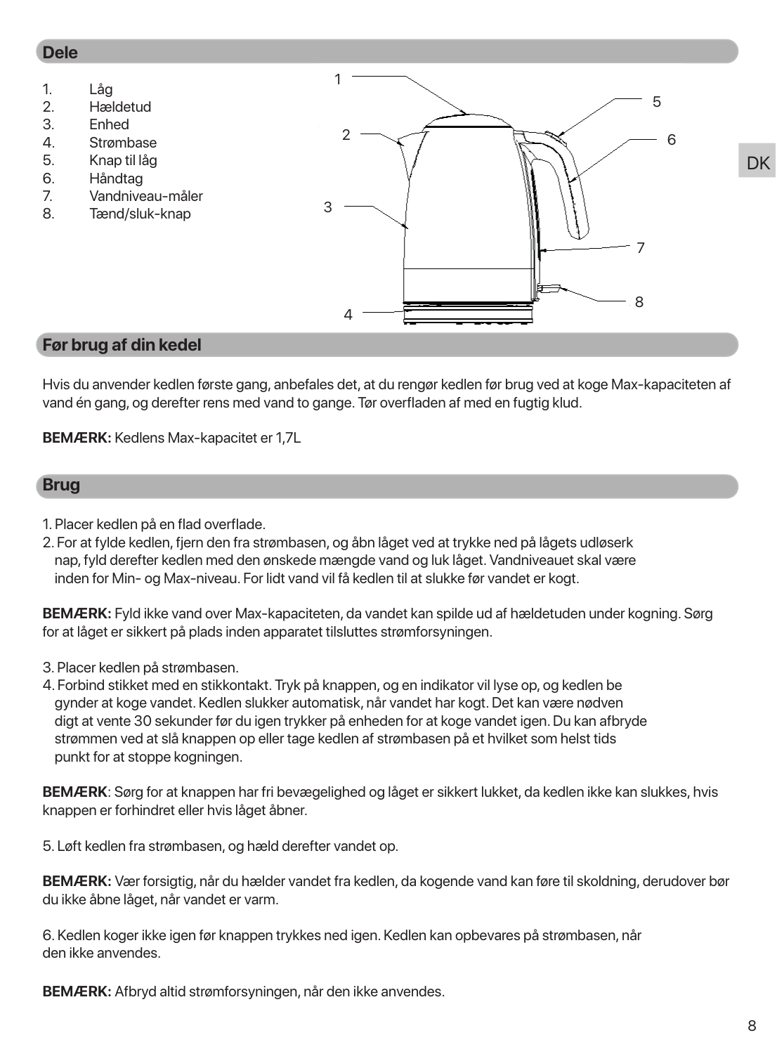## Dele

1. Låg
2. Hældetud
3. Enhed
4. Strømbase
5. Knap til låg
6. Håndtag
7. Vandniveau-måler
8. Tænd/sluk-knap

1
2
3
4
5
6
7
8

## Før brug af din kedel

Hvis du anvender kedlen første gang, anbefales det, at du rengør kedlen før brug ved at koge Max-kapaciteten af vand én gang, og derefter rens med vand to gange. Tør overfladen af med en fugtig klud.

**BEMÆRK:** Kedlens Max-kapacitet er 1,7L

## Brug

1. Placer kedlen på en flad overflade.
2. For at fylde kedlen, fjern den fra strømbasen, og åbn låget ved at trykke ned på lågets udløserknap, fyld derefter kedlen med den ønskede mængde vand og luk låget. Vandniveauet skal være inden for Min- og Max-niveau. For lidt vand vil få kedlen til at slukke før vandet er kogt.

**BEMÆRK:** Fyld ikke vand over Max-kapaciteten, da vandet kan spilde ud af hældetuden under kogning. Sørg for at låget er sikkert på plads inden apparatet tilsluttes strømforsyningen.

3. Placer kedlen på strømbasen.
4. Forbind stikket med en stikkontakt. Tryk på knappen, og en indikator vil lyse op, og kedlen begynder at koge vandet. Kedlen slukker automatisk, når vandet har kogt. Det kan være nødvendigt at vente 30 sekunder før du igen trykker på enheden for at koge vandet igen. Du kan afbryde strømmen ved at slå knappen op eller tage kedlen af strømbasen på et hvilket som helst tidspunkt for at stoppe kogningen.

**BEMÆRK**: Sørg for at knappen har fri bevægelighed og låget er sikkert lukket, da kedlen ikke kan slukkes, hvis knappen er forhindret eller hvis låget åbner.

5. Løft kedlen fra strømbasen, og hæld derefter vandet op.

**BEMÆRK:** Vær forsigtig, når du hælder vandet fra kedlen, da kogende vand kan føre til skoldning, derudover bør du ikke åbne låget, når vandet er varm.

6. Kedlen koger ikke igen før knappen trykkes ned igen. Kedlen kan opbevares på strømbasen, når den ikke anvendes.

**BEMÆRK:** Afbryd altid strømforsyningen, når den ikke anvendes.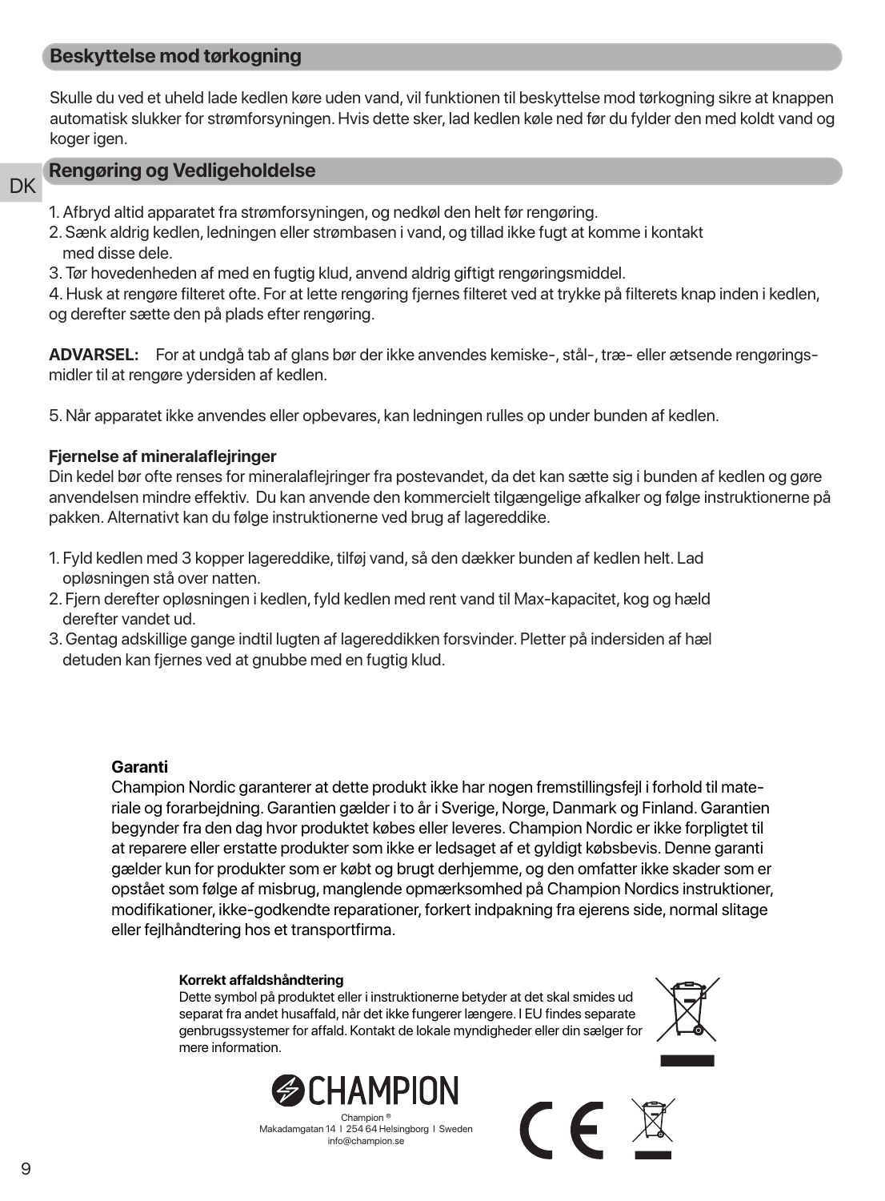## Beskyttelse mod tørkogning

Skulle du ved et uheld lade kedlen køre uden vand, vil funktionen til beskyttelse mod tørkogning sikre at knappen automatisk slukker for strømforsyningen. Hvis dette sker, lad kedlen køle ned før du fylder den med koldt vand og koger igen.

## Rengøring og Vedligeholdelse

1. Afbryd altid apparatet fra strømforsyningen, og nedkøl den helt før rengøring.
2. Sænk aldrig kedlen, ledningen eller strømbasen i vand, og tillad ikke fugt at komme i kontakt med disse dele.
3. Tør hovedenheden af med en fugtig klud, anvend aldrig giftigt rengøringsmiddel.
4. Husk at rengøre filteret ofte. For at lette rengøring fjernes filteret ved at trykke på filterets knap inden i kedlen, og derefter sætte den på plads efter rengøring.

**ADVARSEL:** For at undgå tab af glans bør der ikke anvendes kemiske-, stål-, træ- eller ætsende rengøringsmidler til at rengøre ydersiden af kedlen.

5. Når apparatet ikke anvendes eller opbevares, kan ledningen rulles op under bunden af kedlen.

**Fjernelse af mineralaflejringer**

Din kedel bør ofte renses for mineralaflejringer fra postevandet, da det kan sætte sig i bunden af kedlen og gøre anvendelsen mindre effektiv. Du kan anvende den kommercielt tilgængelige afkalker og følge instruktionerne på pakken. Alternativt kan du følge instruktionerne ved brug af lagereddike.

1. Fyld kedlen med 3 kopper lagereddike, tilføj vand, så den dækker bunden af kedlen helt. Lad opløsningen stå over natten.
2. Fjern derefter opløsningen i kedlen, fyld kedlen med rent vand til Max-kapacitet, kog og hæld derefter vandet ud.
3. Gentag adskillige gange indtil lugten af lagereddikken forsvinder. Pletter på indersiden af hæl detuden kan fjernes ved at gnubbe med en fugtig klud.

**Garanti**

Champion Nordic garanterer at dette produkt ikke har nogen fremstillingsfejl i forhold til materiale og forarbejdning. Garantien gælder i to år i Sverige, Norge, Danmark og Finland. Garantien begynder fra den dag hvor produktet købes eller leveres. Champion Nordic er ikke forpligtet til at reparere eller erstatte produkter som ikke er ledsaget af et gyldigt købsbevis. Denne garanti gælder kun for produkter som er købt og brugt derhjemme, og den omfatter ikke skader som er opstået som følge af misbrug, manglende opmærksomhed på Champion Nordics instruktioner, modifikationer, ikke-godkendte reparationer, forkert indpakning fra ejerens side, normal slitage eller fejlhåndtering hos et transportfirma.

**Korrekt affaldshåndtering**

Dette symbol på produktet eller i instruktionerne betyder at det skal smides ud separat fra andet husaffald, når det ikke fungerer længere. I EU findes separate genbrugssystemer for affald. Kontakt de lokale myndigheder eller din sælger for mere information.

CHAMPION

Champion ®
Makadamgatan 14 | 254 64 Helsingborg | Sweden
info@champion.se

CE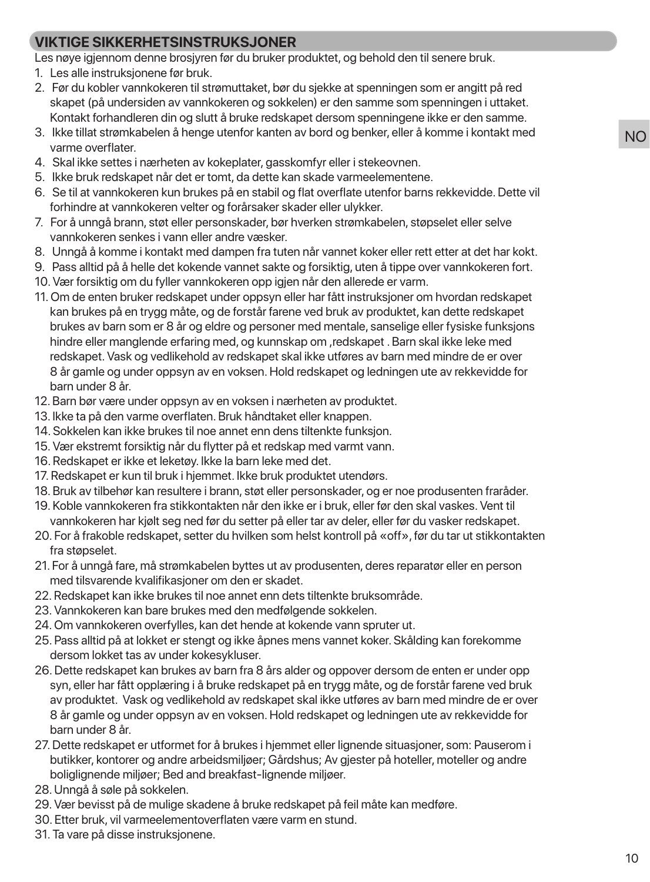## VIKTIGE SIKKERHETSINSTRUKSJONER

Les nøye igjennom denne brosjyren før du bruker produktet, og behold den til senere bruk.

1. Les alle instruksjonene før bruk.
2. Før du kobler vannkokeren til strømuttaket, bør du sjekke at spenningen som er angitt på red skapet (på undersiden av vannkokeren og sokkelen) er den samme som spenningen i uttaket. Kontakt forhandleren din og slutt å bruke redskapet dersom spenningene ikke er den samme.
3. Ikke tillat strømkabelen å henge utenfor kanten av bord og benker, eller å komme i kontakt med varme overflater.
4. Skal ikke settes i nærheten av kokeplater, gasskomfyr eller i stekeovnen.
5. Ikke bruk redskapet når det er tomt, da dette kan skade varmeelementene.
6. Se til at vannkokeren kun brukes på en stabil og flat overflate utenfor barns rekkevidde. Dette vil forhindre at vannkokeren velter og forårsaker skader eller ulykker.
7. For å unngå brann, støt eller personskader, bør hverken strømkabelen, støpselet eller selve vannkokeren senkes i vann eller andre væsker.
8. Unngå å komme i kontakt med dampen fra tuten når vannet koker eller rett etter at det har kokt.
9. Pass alltid på å helle det kokende vannet sakte og forsiktig, uten å tippe over vannkokeren fort.
10. Vær forsiktig om du fyller vannkokeren opp igjen når den allerede er varm.
11. Om de enten bruker redskapet under oppsyn eller har fått instruksjoner om hvordan redskapet kan brukes på en trygg måte, og de forstår farene ved bruk av produktet, kan dette redskapet brukes av barn som er 8 år og eldre og personer med mentale, sanselige eller fysiske funksjons hindre eller manglende erfaring med, og kunnskap om ,redskapet . Barn skal ikke leke med redskapet. Vask og vedlikehold av redskapet skal ikke utføres av barn med mindre de er over 8 år gamle og under oppsyn av en voksen. Hold redskapet og ledningen ute av rekkevidde for barn under 8 år.
12. Barn bør være under oppsyn av en voksen i nærheten av produktet.
13. Ikke ta på den varme overflaten. Bruk håndtaket eller knappen.
14. Sokkelen kan ikke brukes til noe annet enn dens tiltenkte funksjon.
15. Vær ekstremt forsiktig når du flytter på et redskap med varmt vann.
16. Redskapet er ikke et leketøy. Ikke la barn leke med det.
17. Redskapet er kun til bruk i hjemmet. Ikke bruk produktet utendørs.
18. Bruk av tilbehør kan resultere i brann, støt eller personskader, og er noe produsenten fraråder.
19. Koble vannkokeren fra stikkontakten når den ikke er i bruk, eller før den skal vaskes. Vent til vannkokeren har kjølt seg ned før du setter på eller tar av deler, eller før du vasker redskapet.
20. For å frakoble redskapet, setter du hvilken som helst kontroll på «off», før du tar ut stikkontakten fra støpselet.
21. For å unngå fare, må strømkabelen byttes ut av produsenten, deres reparatør eller en person med tilsvarende kvalifikasjoner om den er skadet.
22. Redskapet kan ikke brukes til noe annet enn dets tiltenkte bruksområde.
23. Vannkokeren kan bare brukes med den medfølgende sokkelen.
24. Om vannkokeren overfylles, kan det hende at kokende vann spruter ut.
25. Pass alltid på at lokket er stengt og ikke åpnes mens vannet koker. Skålding kan forekomme dersom lokket tas av under kokesykluser.
26. Dette redskapet kan brukes av barn fra 8 års alder og oppover dersom de enten er under opp syn, eller har fått opplæring i å bruke redskapet på en trygg måte, og de forstår farene ved bruk av produktet. Vask og vedlikehold av redskapet skal ikke utføres av barn med mindre de er over 8 år gamle og under oppsyn av en voksen. Hold redskapet og ledningen ute av rekkevidde for barn under 8 år.
27. Dette redskapet er utformet for å brukes i hjemmet eller lignende situasjoner, som: Pauserom i butikker, kontorer og andre arbeidsmiljøer; Gårdshus; Av gjester på hoteller, moteller og andre boliglignende miljøer; Bed and breakfast-lignende miljøer.
28. Unngå å søle på sokkelen.
29. Vær bevisst på de mulige skadene å bruke redskapet på feil måte kan medføre.
30. Etter bruk, vil varmeelementoverflaten være varm en stund.
31. Ta vare på disse instruksjonene.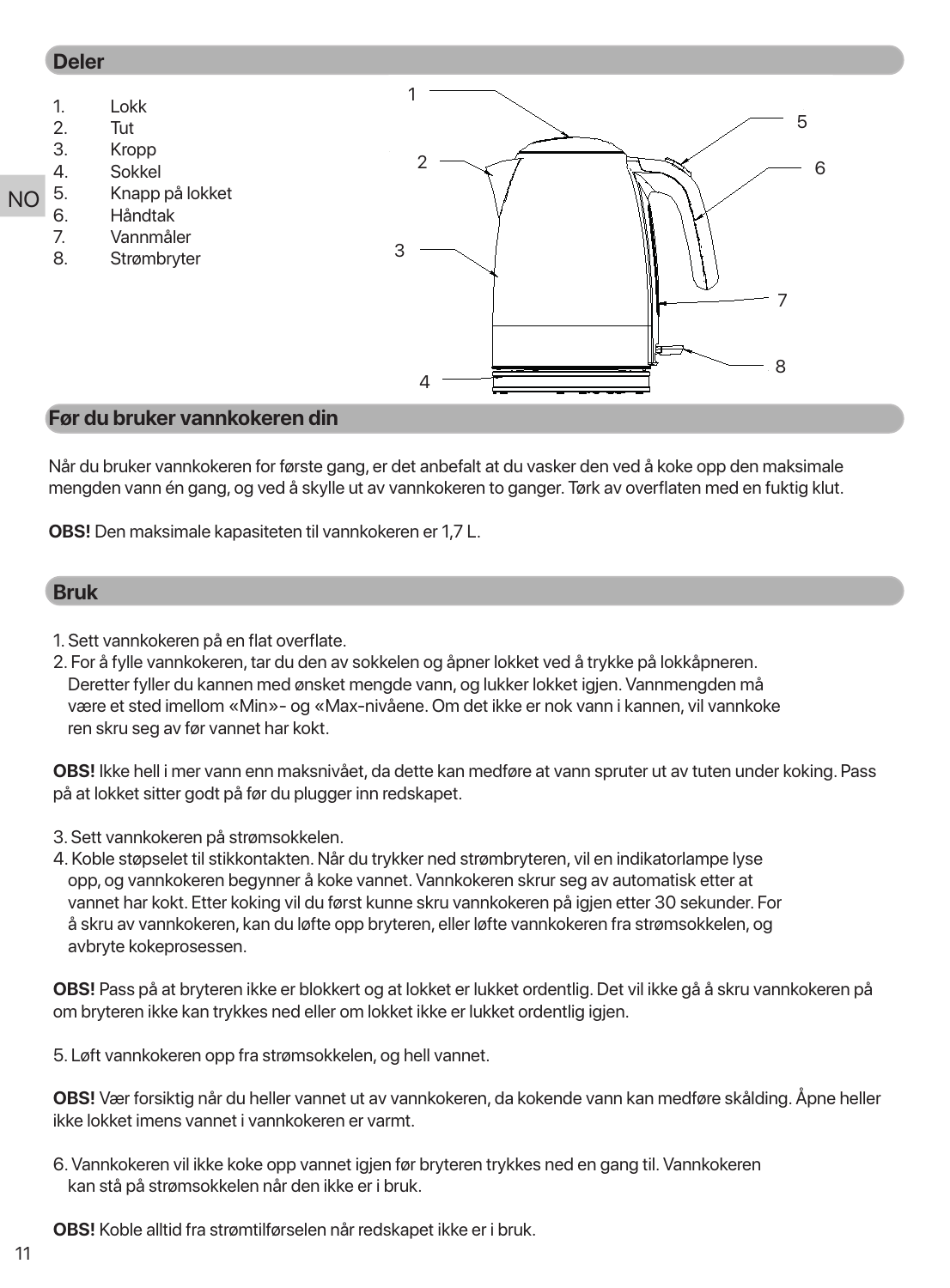## Deler

1. Lokk
2. Tut
3. Kropp
4. Sokkel
5. Knapp på lokket
6. Håndtak
7. Vannmåler
8. Strømbryter

1
2
3
4
5
6
7
8

## Før du bruker vannkokeren din

Når du bruker vannkokeren for første gang, er det anbefalt at du vasker den ved å koke opp den maksimale mengden vann én gang, og ved å skylle ut av vannkokeren to ganger. Tørk av overflaten med en fuktig klut.

**OBS!** Den maksimale kapasiteten til vannkokeren er 1,7 L.

## Bruk

1. Sett vannkokeren på en flat overflate.
2. For å fylle vannkokeren, tar du den av sokkelen og åpner lokket ved å trykke på lokkåpneren. Deretter fyller du kannen med ønsket mengde vann, og lukker lokket igjen. Vannmengden må være et sted imellom «Min»- og «Max-nivåene. Om det ikke er nok vann i kannen, vil vannkoke ren skru seg av før vannet har kokt.

**OBS!** Ikke hell i mer vann enn maksnivået, da dette kan medføre at vann spruter ut av tuten under koking. Pass på at lokket sitter godt på før du plugger inn redskapet.

3. Sett vannkokeren på strømsokkelen.
4. Koble støpselet til stikkontakten. Når du trykker ned strømbryteren, vil en indikatorlampe lyse opp, og vannkokeren begynner å koke vannet. Vannkokeren skrur seg av automatisk etter at vannet har kokt. Etter koking vil du først kunne skru vannkokeren på igjen etter 30 sekunder. For å skru av vannkokeren, kan du løfte opp bryteren, eller løfte vannkokeren fra strømsokkelen, og avbryte kokeprosessen.

**OBS!** Pass på at bryteren ikke er blokkert og at lokket er lukket ordentlig. Det vil ikke gå å skru vannkokeren på om bryteren ikke kan trykkes ned eller om lokket ikke er lukket ordentlig igjen.

5. Løft vannkokeren opp fra strømsokkelen, og hell vannet.

**OBS!** Vær forsiktig når du heller vannet ut av vannkokeren, da kokende vann kan medføre skålding. Åpne heller ikke lokket imens vannet i vannkokeren er varmt.

6. Vannkokeren vil ikke koke opp vannet igjen før bryteren trykkes ned en gang til. Vannkokeren kan stå på strømsokkelen når den ikke er i bruk.

**OBS!** Koble alltid fra strømtilførselen når redskapet ikke er i bruk.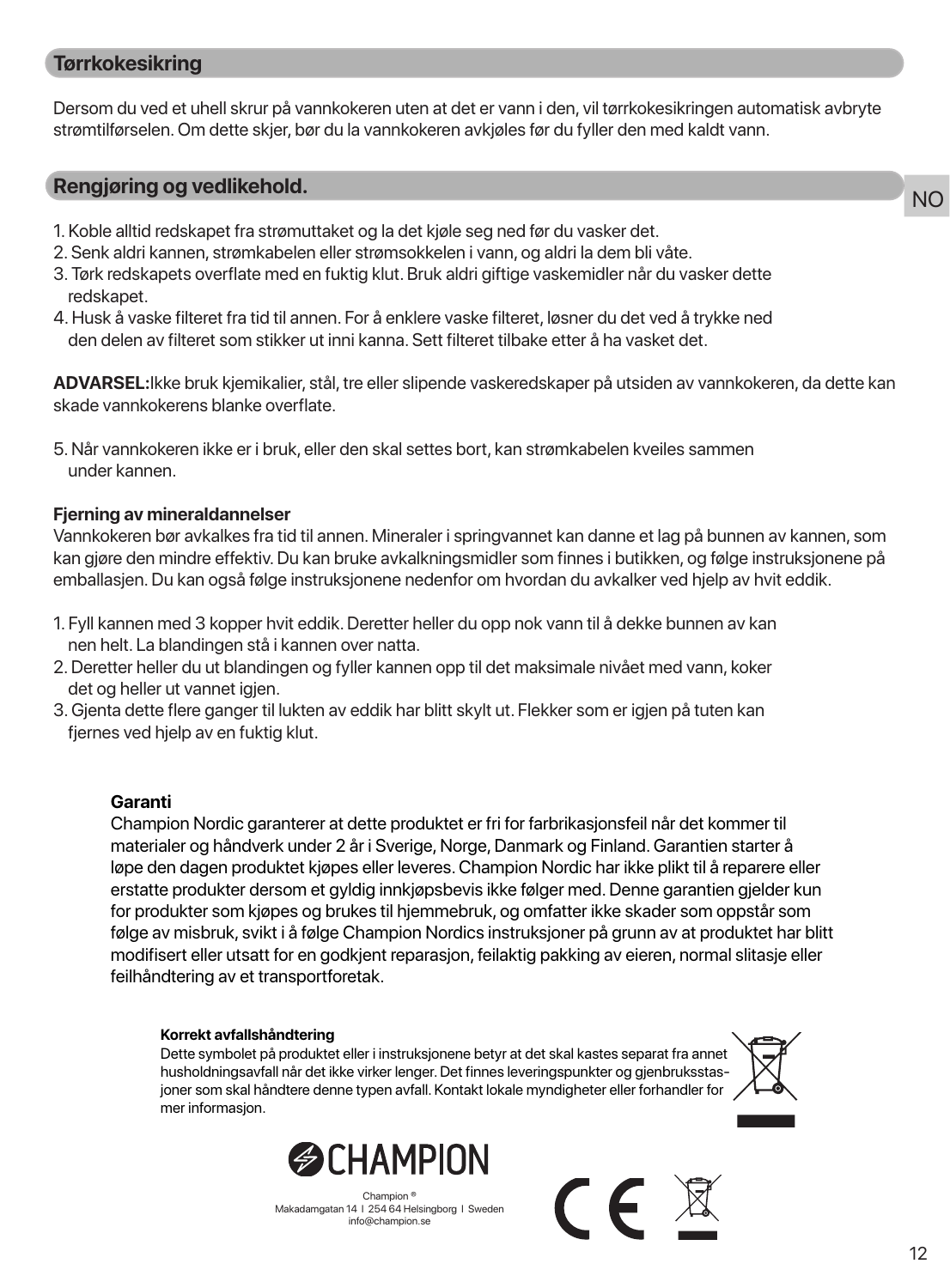## Tørrkokesikring

Dersom du ved et uhell skrur på vannkokeren uten at det er vann i den, vil tørrkokesikringen automatisk avbryte strømtilførselen. Om dette skjer, bør du la vannkokeren avkjøles før du fyller den med kaldt vann.

## Rengjøring og vedlikehold.

NO

1. Koble alltid redskapet fra strømuttaket og la det kjøle seg ned før du vasker det.
2. Senk aldri kannen, strømkabelen eller strømsokkelen i vann, og aldri la dem bli våte.
3. Tørk redskapets overflate med en fuktig klut. Bruk aldri giftige vaskemidler når du vasker dette redskapet.
4. Husk å vaske filteret fra tid til annen. For å enklere vaske filteret, løsner du det ved å trykke ned den delen av filteret som stikker ut inni kanna. Sett filteret tilbake etter å ha vasket det.

**ADVARSEL:**Ikke bruk kjemikalier, stål, tre eller slipende vaskeredskaper på utsiden av vannkokeren, da dette kan skade vannkokerens blanke overflate.

5. Når vannkokeren ikke er i bruk, eller den skal settes bort, kan strømkabelen kveiles sammen under kannen.

**Fjerning av mineraldannelser**

Vannkokeren bør avkalkes fra tid til annen. Mineraler i springvannet kan danne et lag på bunnen av kannen, som kan gjøre den mindre effektiv. Du kan bruke avkalkningsmidler som finnes i butikken, og følge instruksjonene på emballasjen. Du kan også følge instruksjonene nedenfor om hvordan du avkalker ved hjelp av hvit eddik.

1. Fyll kannen med 3 kopper hvit eddik. Deretter heller du opp nok vann til å dekke bunnen av kan nen helt. La blandingen stå i kannen over natta.
2. Deretter heller du ut blandingen og fyller kannen opp til det maksimale nivået med vann, koker det og heller ut vannet igjen.
3. Gjenta dette flere ganger til lukten av eddik har blitt skylt ut. Flekker som er igjen på tuten kan fjernes ved hjelp av en fuktig klut.

**Garanti**

Champion Nordic garanterer at dette produktet er fri for farbrikasjonsfeil når det kommer til materialer og håndverk under 2 år i Sverige, Norge, Danmark og Finland. Garantien starter å løpe den dagen produktet kjøpes eller leveres. Champion Nordic har ikke plikt til å reparere eller erstatte produkter dersom et gyldig innkjøpsbevis ikke følger med. Denne garantien gjelder kun for produkter som kjøpes og brukes til hjemmebruk, og omfatter ikke skader som oppstår som følge av misbruk, svikt i å følge Champion Nordics instruksjoner på grunn av at produktet har blitt modifisert eller utsatt for en godkjent reparasjon, feilaktig pakking av eieren, normal slitasje eller feilhåndtering av et transportforetak.

**Korrekt avfallshåndtering**

Dette symbolet på produktet eller i instruksjonene betyr at det skal kastes separat fra annet husholdningsavfall når det ikke virker lenger. Det finnes leveringspunkter og gjenbruksstasjoner som skal håndtere denne typen avfall. Kontakt lokale myndigheter eller forhandler for mer informasjon.

CHAMPION

Champion ®
Makadamgatan 14 | 254 64 Helsingborg | Sweden
info@champion.se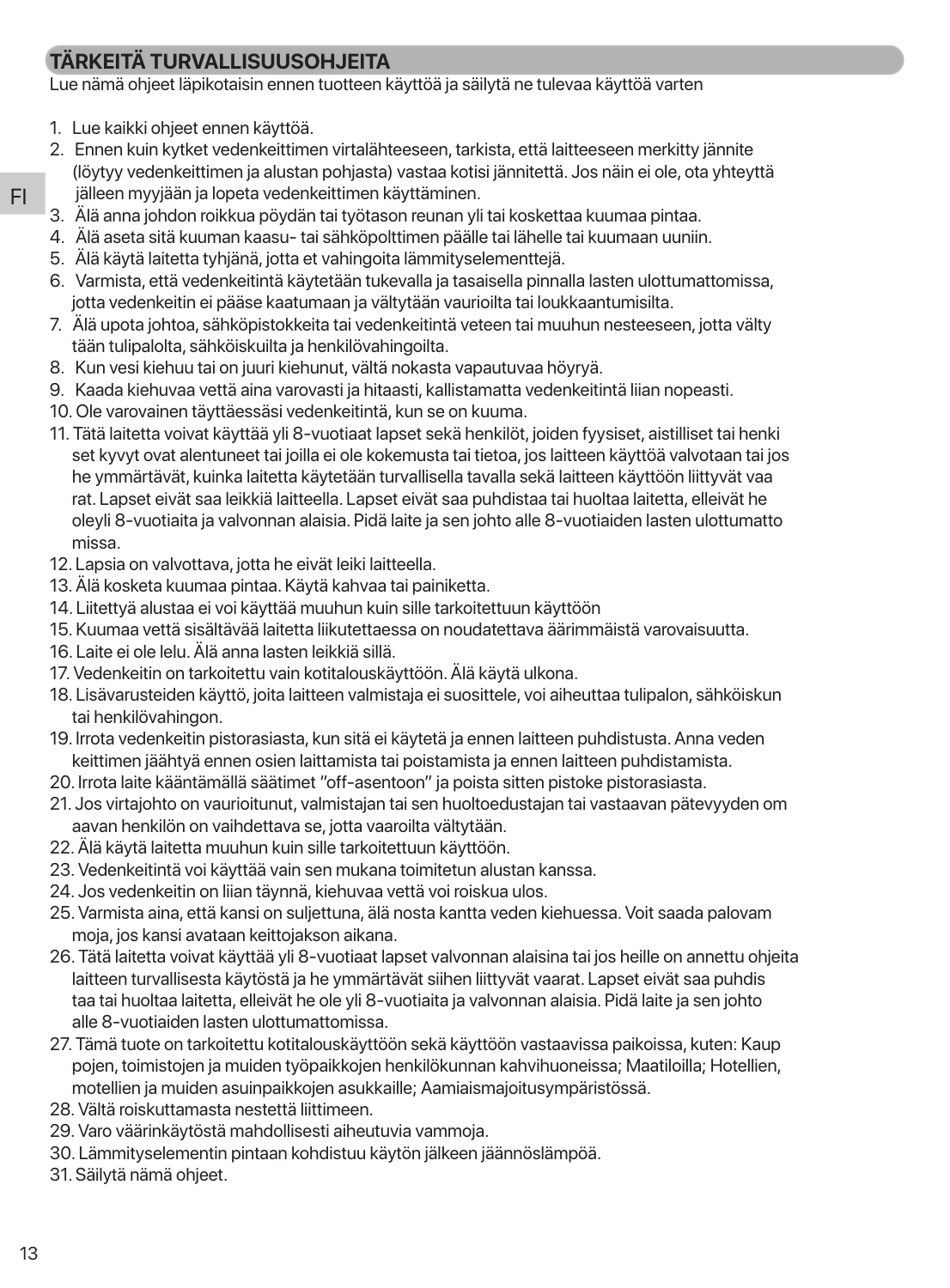## TÄRKEITÄ TURVALLISUUSOHJEITA

Lue nämä ohjeet läpikotaisin ennen tuotteen käyttöä ja säilytä ne tulevaa käyttöä varten

1. Lue kaikki ohjeet ennen käyttöä.
2. Ennen kuin kytket vedenkeittimen virtalähteeseen, tarkista, että laitteeseen merkitty jännite (löytyy vedenkeittimen ja alustan pohjasta) vastaa kotisi jännitettä. Jos näin ei ole, ota yhteyttä jälleen myyjään ja lopeta vedenkeittimen käyttäminen.
3. Älä anna johdon roikkua pöydän tai työtason reunan yli tai koskettaa kuumaa pintaa.
4. Älä aseta sitä kuuman kaasu- tai sähköpolttimen päälle tai lähelle tai kuumaan uuniin.
5. Älä käytä laitetta tyhjänä, jotta et vahingoita lämmityselementtejä.
6. Varmista, että vedenkeitintä käytetään tukevalla ja tasaisella pinnalla lasten ulottumattomissa, jotta vedenkeitin ei pääse kaatumaan ja vältytään vaurioilta tai loukkaantumisilta.
7. Älä upota johtoa, sähköpistokkeita tai vedenkeitintä veteen tai muuhun nesteeseen, jotta vält tään tulipalolta, sähköiskuilta ja henkilövahingoilta.
8. Kun vesi kiehuu tai on juuri kiehunut, vältä nokasta vapautuvaa höyryä.
9. Kaada kiehuvaa vettä aina varovasti ja hitaasti, kallistamatta vedenkeitintä liian nopeasti.
10. Ole varovainen täyttäessäsi vedenkeitintä, kun se on kuuma.
11. Tätä laitetta voivat käyttää yli 8-vuotiaat lapset sekä henkilöt, joiden fyysiset, aistilliset tai henki set kyvyt ovat alentuneet tai joilla ei ole kokemusta tai tietoa, jos laitteen käyttöä valvotaan tai jos he ymmärtävät, kuinka laitetta käytetään turvallisella tavalla sekä laitteen käyttöön liittyvät vaa rat. Lapset eivät saa leikkiä laitteella. Lapset eivät saa puhdistaa tai huoltaa laitetta, elleivät he oleyli 8-vuotiaita ja valvonnan alaisia. Pidä laite ja sen johto alle 8-vuotiaiden lasten ulottumatto missa.
12. Lapsia on valvottava, jotta he eivät leiki laitteella.
13. Älä kosketa kuumaa pintaa. Käytä kahvaa tai painiketta.
14. Liitettyä alustaa ei voi käyttää muuhun kuin sille tarkoitettuun käyttöön
15. Kuumaa vettä sisältävää laitetta liikutettaessa on noudatettava äärimmäistä varovaisuutta.
16. Laite ei ole lelu. Älä anna lasten leikkiä sillä.
17. Vedenkeitin on tarkoitettu vain kotitalouskäyttöön. Älä käytä ulkona.
18. Lisävarusteiden käyttö, joita laitteen valmistaja ei suosittele, voi aiheuttaa tulipalon, sähköiskun tai henkilövahingon.
19. Irrota vedenkeitin pistorasiasta, kun sitä ei käytetä ja ennen laitteen puhdistusta. Anna veden keittimen jäähtyä ennen osien laittamista tai poistamista ja ennen laitteen puhdistamista.
20. Irrota laite kääntämällä säätimet "off-asentoon" ja poista sitten pistoke pistorasiasta.
21. Jos virtajohto on vaurioitunut, valmistajan tai sen huoltoedustajan tai vastaavan pätevyyden om aavan henkilön on vaihdettava se, jotta vaaroilta vältytään.
22. Älä käytä laitetta muuhun kuin sille tarkoitettuun käyttöön.
23. Vedenkeitintä voi käyttää vain sen mukana toimitetun alustan kanssa.
24. Jos vedenkeitin on liian täynnä, kiehuvaa vettä voi roiskua ulos.
25. Varmista aina, että kansi on suljettuna, älä nosta kantta veden kiehuessa. Voit saada palovam moja, jos kansi avataan keittojakson aikana.
26. Tätä laitetta voivat käyttää yli 8-vuotiaat lapset valvonnan alaisina tai jos heille on annettu ohjeita laitteen turvallisesta käytöstä ja he ymmärtävät siihen liittyvät vaarat. Lapset eivät saa puhdis taa tai huoltaa laitetta, elleivät he ole yli 8-vuotiaita ja valvonnan alaisia. Pidä laite ja sen johto alle 8-vuotiaiden lasten ulottumattomissa.
27. Tämä tuote on tarkoitettu kotitalouskäyttöön sekä käyttöön vastaavissa paikoissa, kuten: Kaup pojen, toimistojen ja muiden työpaikkojen henkilökunnan kahvihuoneissa; Maatiloilla; Hotellien, motellien ja muiden asuinpaikkojen asukkaille; Aamiaismajoitusympäristössä.
28. Vältä roiskuttamasta nestettä liittimeen.
29. Varo väärinkäytöstä mahdollisesti aiheutuvia vammoja.
30. Lämmityselementin pintaan kohdistuu käytön jälkeen jäännöslämpöä.
31. Säilytä nämä ohjeet.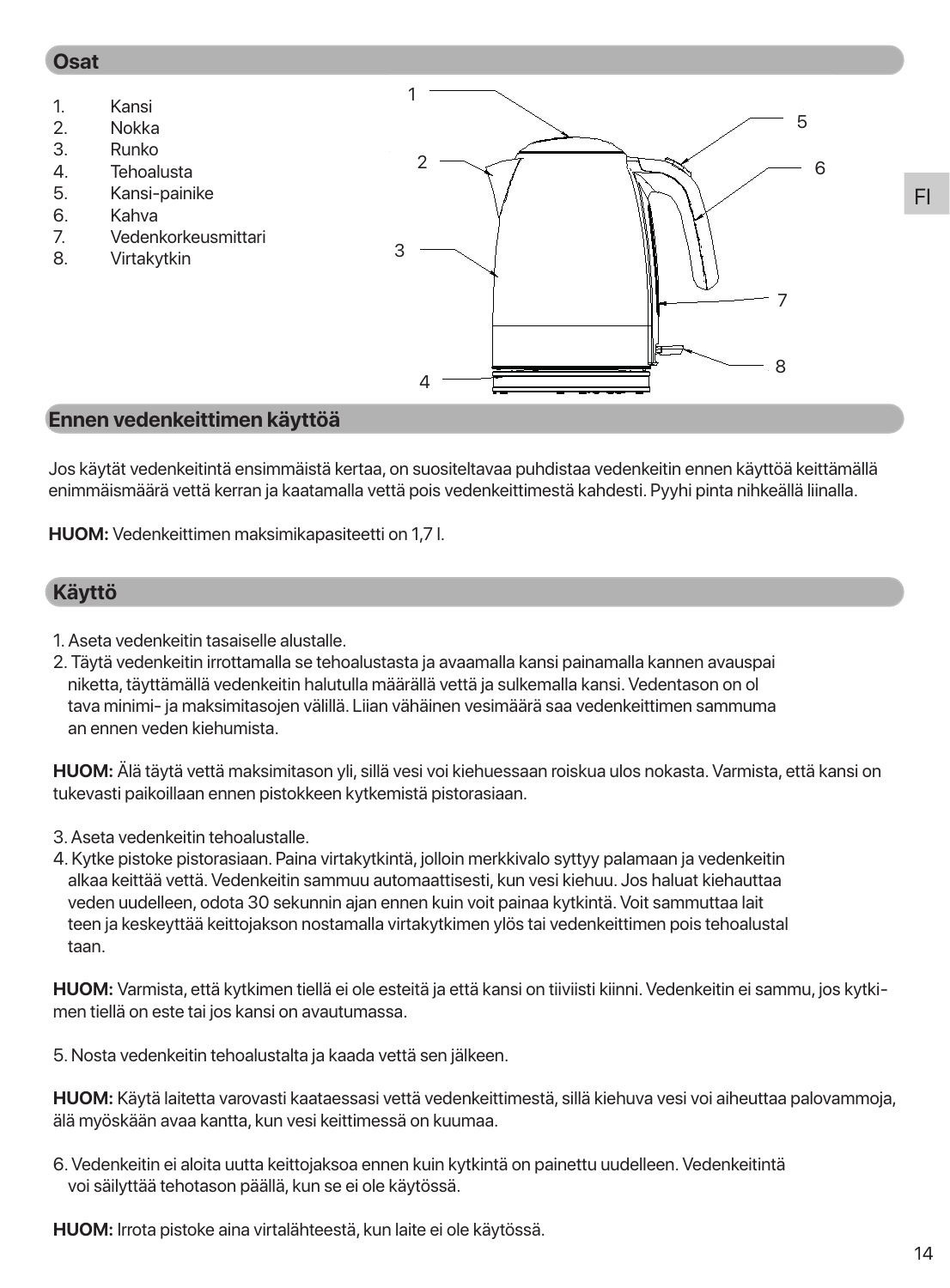## Osat

1. Kansi
2. Nokka
3. Runko
4. Tehoalusta
5. Kansi-painike
6. Kahva
7. Vedenkorkeusmittari
8. Virtakytkin

1
2
3
4
5
6
7
8

## Ennen vedenkeittimen käyttöä

Jos käytät vedenkeitintä ensimmäistä kertaa, on suositeltavaa puhdistaa vedenkeitin ennen käyttöä keittämällä enimmäismäärä vettä kerran ja kaatamalla vettä pois vedenkeittimestä kahdesti. Pyyhi pinta nihkeällä liinalla.

**HUOM:** Vedenkeittimen maksimikapasiteetti on 1,7 l.

## Käyttö

1. Aseta vedenkeitin tasaiselle alustalle.
2. Täytä vedenkeitin irrottamalla se tehoalustasta ja avaamalla kansi painamalla kannen avauspai niketta, täyttämällä vedenkeitin halutulla määrällä vettä ja sulkemalla kansi. Vedentason on ol tava minimi- ja maksimitasojen välillä. Liian vähäinen vesimäärä saa vedenkeittimen sammuma an ennen veden kiehumista.

**HUOM:** Älä täytä vettä maksimitason yli, sillä vesi voi kiehuessaan roiskua ulos nokasta. Varmista, että kansi on tukevasti paikoillaan ennen pistokkeen kytkemistä pistorasiaan.

3. Aseta vedenkeitin tehoalustalle.
4. Kytke pistoke pistorasiaan. Paina virtakytkintä, jolloin merkkivalo syttyy palamaan ja vedenkeitin alkaa keittää vettä. Vedenkeitin sammuu automaattisesti, kun vesi kiehuu. Jos haluat kiehauttaa veden uudelleen, odota 30 sekunnin ajan ennen kuin voit painaa kytkintä. Voit sammuttaa lait teen ja keskeyttää keittojakson nostamalla virtakytkimen ylös tai vedenkeittimen pois tehoalustal taan.

**HUOM:** Varmista, että kytkimen tiellä ei ole esteitä ja että kansi on tiiviisti kiinni. Vedenkeitin ei sammu, jos kytkimen tiellä on este tai jos kansi on avautumassa.

5. Nosta vedenkeitin tehoalustalta ja kaada vettä sen jälkeen.

**HUOM:** Käytä laitetta varovasti kaataessasi vettä vedenkeittimestä, sillä kiehuva vesi voi aiheuttaa palovammoja, älä myöskään avaa kantta, kun vesi keittimessä on kuumaa.

6. Vedenkeitin ei aloita uutta keittojaksoa ennen kuin kytkintä on painettu uudelleen. Vedenkeitintä voi säilyttää tehotason päällä, kun se ei ole käytössä.

**HUOM:** Irrota pistoke aina virtalähteestä, kun laite ei ole käytössä.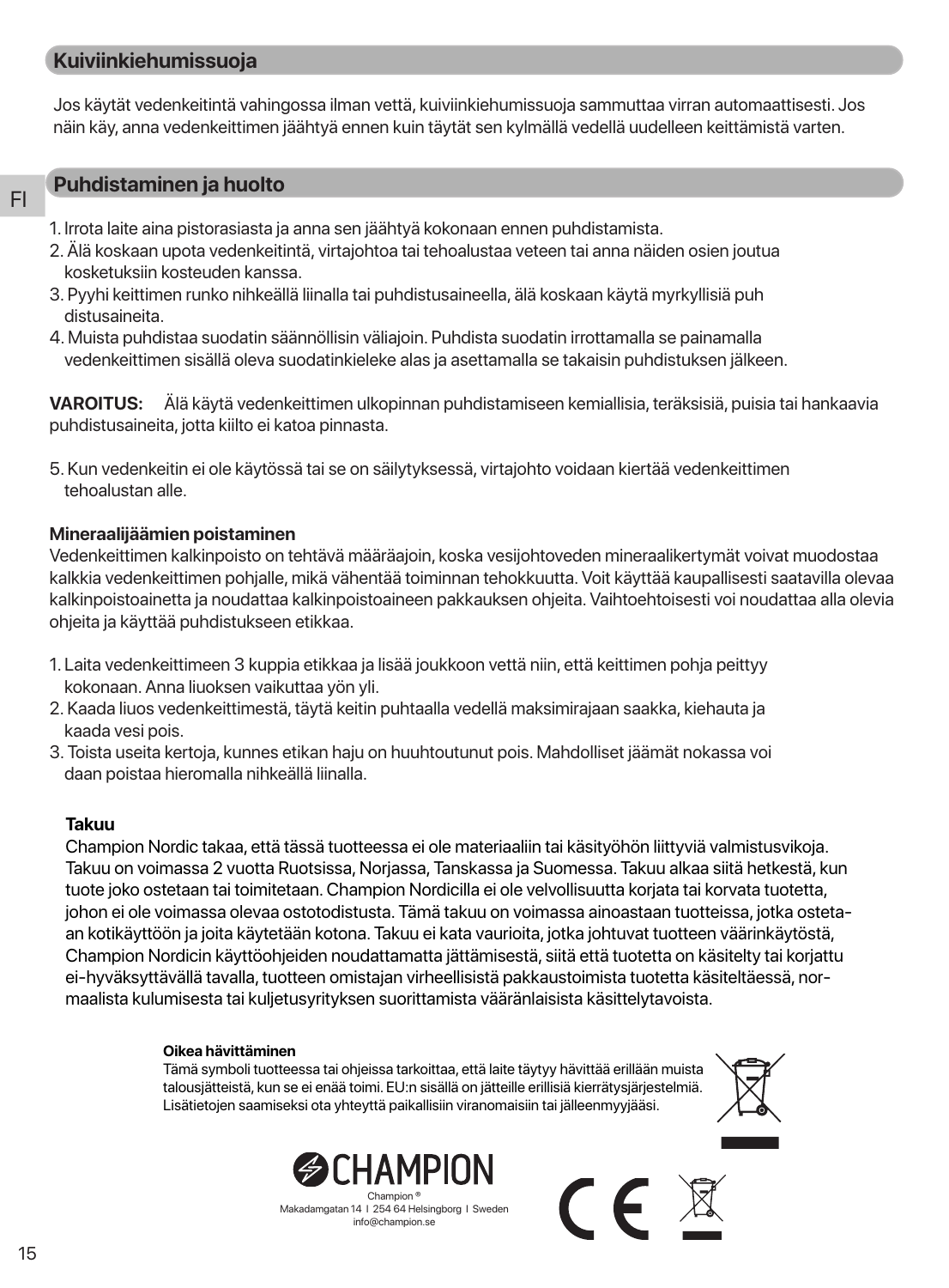## Kuiviinkiehumissuoja

Jos käytät vedenkeitintä vahingossa ilman vettä, kuiviinkiehumissuoja sammuttaa virran automaattisesti. Jos näin käy, anna vedenkeittimen jäähtyä ennen kuin täytät sen kylmällä vedellä uudelleen keittämistä varten.

FI

## Puhdistaminen ja huolto

1. Irrota laite aina pistorasiasta ja anna sen jäähtyä kokonaan ennen puhdistamista.
2. Älä koskaan upota vedenkeitintä, virtajohtoa tai tehoalustaa veteen tai anna näiden osien joutua kosketuksiin kosteuden kanssa.
3. Pyyhi keittimen runko nihkeällä liinalla tai puhdistusaineella, älä koskaan käytä myrkyllisiä puh distusaineita.
4. Muista puhdistaa suodatin säännöllisin väliajoin. Puhdista suodatin irrottamalla se painamalla vedenkeittimen sisällä oleva suodatinkieleke alas ja asettamalla se takaisin puhdistuksen jälkeen.

**VAROITUS:** Älä käytä vedenkeittimen ulkopinnan puhdistamiseen kemiallisia, teräksisiä, puisia tai hankaavia puhdistusaineita, jotta kiilto ei katoa pinnasta.

5. Kun vedenkeitin ei ole käytössä tai se on säilytyksessä, virtajohto voidaan kiertää vedenkeittimen tehoalustan alle.

**Mineraalijäämien poistaminen**

Vedenkeittimen kalkinpoisto on tehtävä määräajoin, koska vesijohtoveden mineraalikertymät voivat muodostaa kalkkia vedenkeittimen pohjalle, mikä vähentää toiminnan tehokkuutta. Voit käyttää kaupallisesti saatavilla olevaa kalkinpoistoainetta ja noudattaa kalkinpoistoaineen pakkauksen ohjeita. Vaihtoehtoisesti voi noudattaa alla olevia ohjeita ja käyttää puhdistukseen etikkaa.

1. Laita vedenkeittimeen 3 kuppia etikkaa ja lisää joukkoon vettä niin, että keittimen pohja peittyy kokonaan. Anna liuoksen vaikuttaa yön yli.
2. Kaada liuos vedenkeittimestä, täytä keitin puhtaalla vedellä maksimirajaan saakka, kiehauta ja kaada vesi pois.
3. Toista useita kertoja, kunnes etikan haju on huuhtoutunut pois. Mahdolliset jäämät nokassa voi daan poistaa hieromalla nihkeällä liinalla.

**Takuu**

Champion Nordic takaa, että tässä tuotteessa ei ole materiaaliin tai käsityöhön liittyviä valmistusvikoja. Takuu on voimassa 2 vuotta Ruotsissa, Norjassa, Tanskassa ja Suomessa. Takuu alkaa siitä hetkestä, kun tuote joko ostetaan tai toimitetaan. Champion Nordicilla ei ole velvollisuutta korjata tai korvata tuotetta, johon ei ole voimassa olevaa ostotodistusta. Tämä takuu on voimassa ainoastaan tuotteissa, jotka osteta-an kotikäyttöön ja joita käytetään kotona. Takuu ei kata vaurioita, jotka johtuvat tuotteen väärinkäytöstä, Champion Nordicin käyttöohjeiden noudattamatta jättämisestä, siitä että tuotetta on käsitelty tai korjattu ei-hyväksyttävällä tavalla, tuotteen omistajan virheellisistä pakkaustoimista tuotetta käsiteltäessä, nor-maalista kulumisesta tai kuljetusyrityksen suorittamista vääränlaisista käsittelytavoista.

**Oikea hävittäminen**

Tämä symboli tuotteessa tai ohjeissa tarkoittaa, että laite täytyy hävittää erillään muista talousjätteistä, kun se ei enää toimi. EU:n sisällä on jätteille erillisiä kierrätysjärjestelmiä. Lisätietojen saamiseksi ota yhteyttä paikallisiin viranomaisiin tai jälleenmyyjääsi.

CHAMPION

Champion ®
Makadamgatan 14 | 254 64 Helsingborg | Sweden
info@champion.se